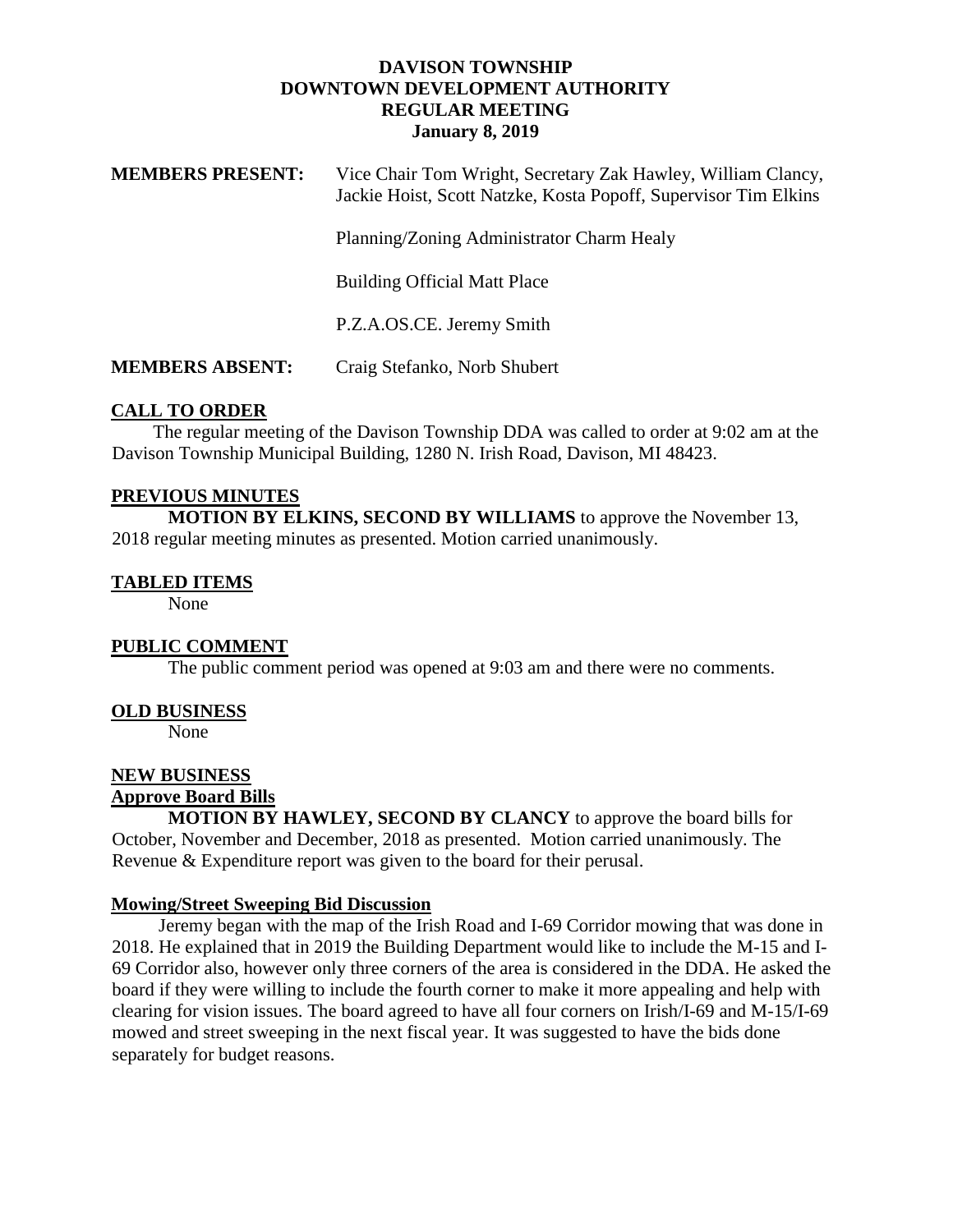**DAVISON TOWNSHIP**
**DOWNTOWN DEVELOPMENT AUTHORITY**
**REGULAR MEETING**
**January 8, 2019**

**MEMBERS PRESENT:** Vice Chair Tom Wright, Secretary Zak Hawley, William Clancy, Jackie Hoist, Scott Natzke, Kosta Popoff, Supervisor Tim Elkins

Planning/Zoning Administrator Charm Healy

Building Official Matt Place

P.Z.A.OS.CE. Jeremy Smith

**MEMBERS ABSENT:** Craig Stefanko, Norb Shubert

## CALL TO ORDER

The regular meeting of the Davison Township DDA was called to order at 9:02 am at the Davison Township Municipal Building, 1280 N. Irish Road, Davison, MI 48423.

## PREVIOUS MINUTES

**MOTION BY ELKINS, SECOND BY WILLIAMS** to approve the November 13, 2018 regular meeting minutes as presented. Motion carried unanimously.

## TABLED ITEMS

None

## PUBLIC COMMENT

The public comment period was opened at 9:03 am and there were no comments.

## OLD BUSINESS

None

## NEW BUSINESS

### Approve Board Bills

**MOTION BY HAWLEY, SECOND BY CLANCY** to approve the board bills for October, November and December, 2018 as presented. Motion carried unanimously. The Revenue & Expenditure report was given to the board for their perusal.

### Mowing/Street Sweeping Bid Discussion

Jeremy began with the map of the Irish Road and I-69 Corridor mowing that was done in 2018. He explained that in 2019 the Building Department would like to include the M-15 and I-69 Corridor also, however only three corners of the area is considered in the DDA. He asked the board if they were willing to include the fourth corner to make it more appealing and help with clearing for vision issues. The board agreed to have all four corners on Irish/I-69 and M-15/I-69 mowed and street sweeping in the next fiscal year. It was suggested to have the bids done separately for budget reasons.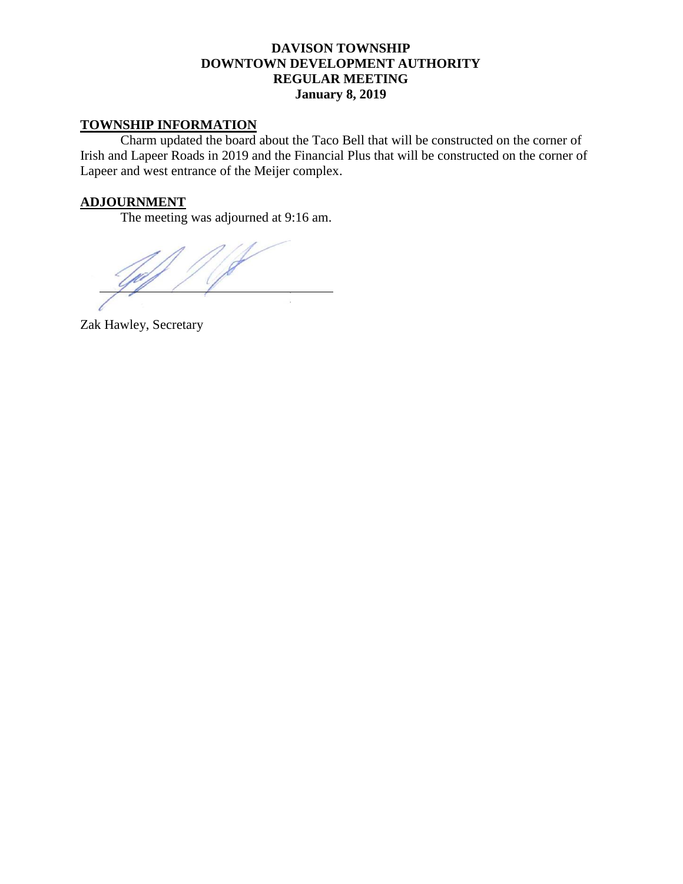**DAVISON TOWNSHIP**
**DOWNTOWN DEVELOPMENT AUTHORITY**
**REGULAR MEETING**
**January 8, 2019**

## TOWNSHIP INFORMATION

Charm updated the board about the Taco Bell that will be constructed on the corner of Irish and Lapeer Roads in 2019 and the Financial Plus that will be constructed on the corner of Lapeer and west entrance of the Meijer complex.

## ADJOURNMENT

The meeting was adjourned at 9:16 am.

\_\_\_\_\_\_\_\_\_\_\_\_\_\_\_\_\_\_\_\_\_\_\_\_\_\_\_\_\_\_\_\_

Zak Hawley, Secretary